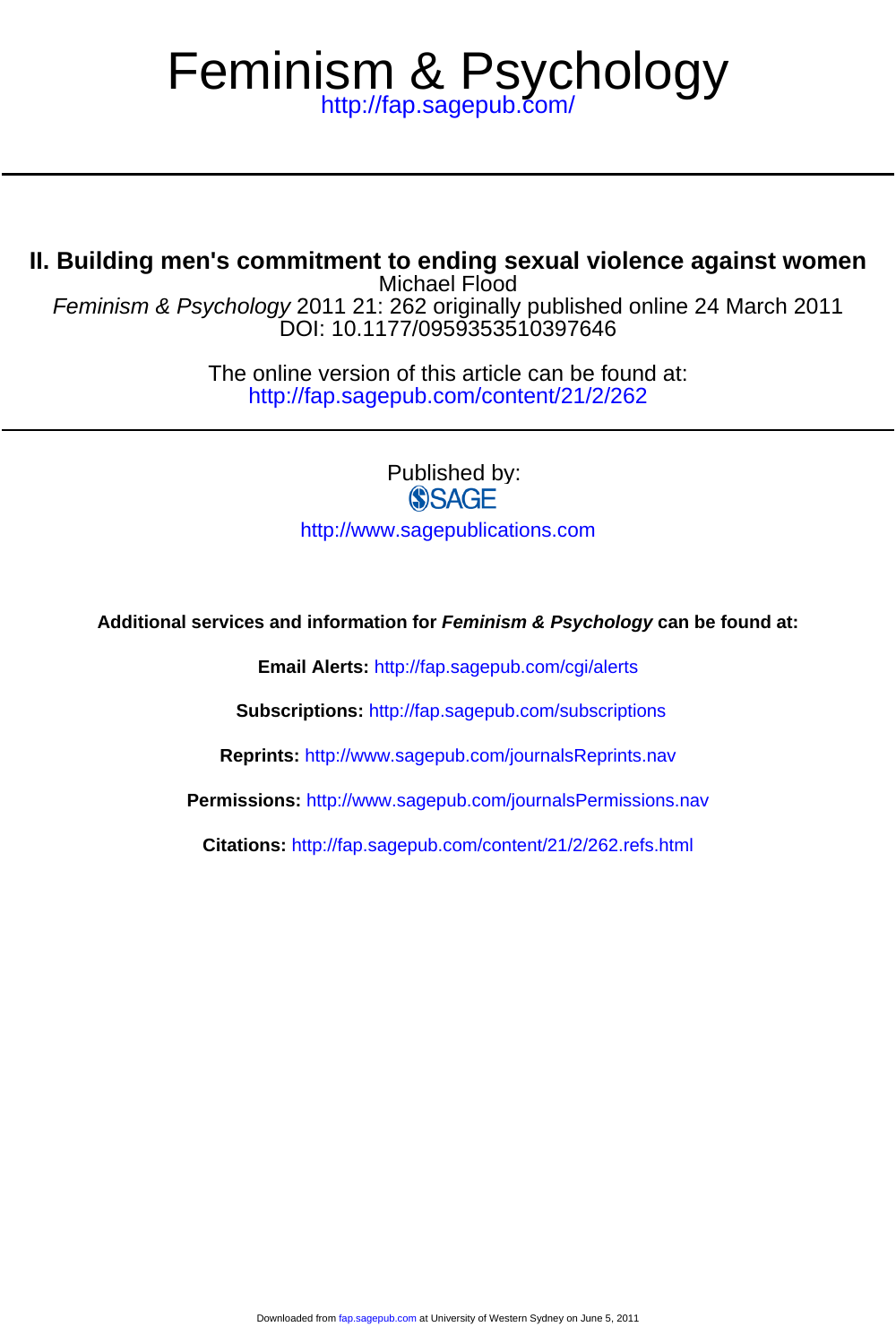# Feminism & Psychology

http://fap.sagepub.com/

## II. Building men's commitment to ending sexual violence against women

Michael Flood

*Feminism & Psychology* 2011 21: 262 originally published online 24 March 2011

DOI: 10.1177/0959353510397646

The online version of this article can be found at:
http://fap.sagepub.com/content/21/2/262

Published by:
SAGE

http://www.sagepublications.com

**Additional services and information for *Feminism & Psychology* can be found at:**

**Email Alerts:** http://fap.sagepub.com/cgi/alerts

**Subscriptions:** http://fap.sagepub.com/subscriptions

**Reprints:** http://www.sagepub.com/journalsReprints.nav

**Permissions:** http://www.sagepub.com/journalsPermissions.nav

**Citations:** http://fap.sagepub.com/content/21/2/262.refs.html

Downloaded from fap.sagepub.com at University of Western Sydney on June 5, 2011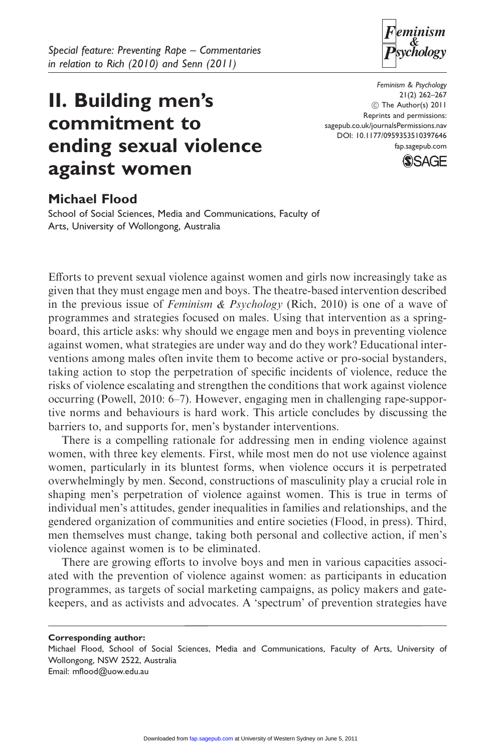Special feature: Preventing Rape – Commentaries in relation to Rich (2010) and Senn (2011)

# II. Building men's commitment to ending sexual violence against women

## Michael Flood

School of Social Sciences, Media and Communications, Faculty of Arts, University of Wollongong, Australia

Efforts to prevent sexual violence against women and girls now increasingly take as given that they must engage men and boys. The theatre-based intervention described in the previous issue of *Feminism & Psychology* (Rich, 2010) is one of a wave of programmes and strategies focused on males. Using that intervention as a springboard, this article asks: why should we engage men and boys in preventing violence against women, what strategies are under way and do they work? Educational interventions among males often invite them to become active or pro-social bystanders, taking action to stop the perpetration of specific incidents of violence, reduce the risks of violence escalating and strengthen the conditions that work against violence occurring (Powell, 2010: 6–7). However, engaging men in challenging rape-supportive norms and behaviours is hard work. This article concludes by discussing the barriers to, and supports for, men's bystander interventions.

There is a compelling rationale for addressing men in ending violence against women, with three key elements. First, while most men do not use violence against women, particularly in its bluntest forms, when violence occurs it is perpetrated overwhelmingly by men. Second, constructions of masculinity play a crucial role in shaping men's perpetration of violence against women. This is true in terms of individual men's attitudes, gender inequalities in families and relationships, and the gendered organization of communities and entire societies (Flood, in press). Third, men themselves must change, taking both personal and collective action, if men's violence against women is to be eliminated.

There are growing efforts to involve boys and men in various capacities associated with the prevention of violence against women: as participants in education programmes, as targets of social marketing campaigns, as policy makers and gatekeepers, and as activists and advocates. A 'spectrum' of prevention strategies have

---

**Corresponding author:**
Michael Flood, School of Social Sciences, Media and Communications, Faculty of Arts, University of Wollongong, NSW 2522, Australia
Email: mflood@uow.edu.au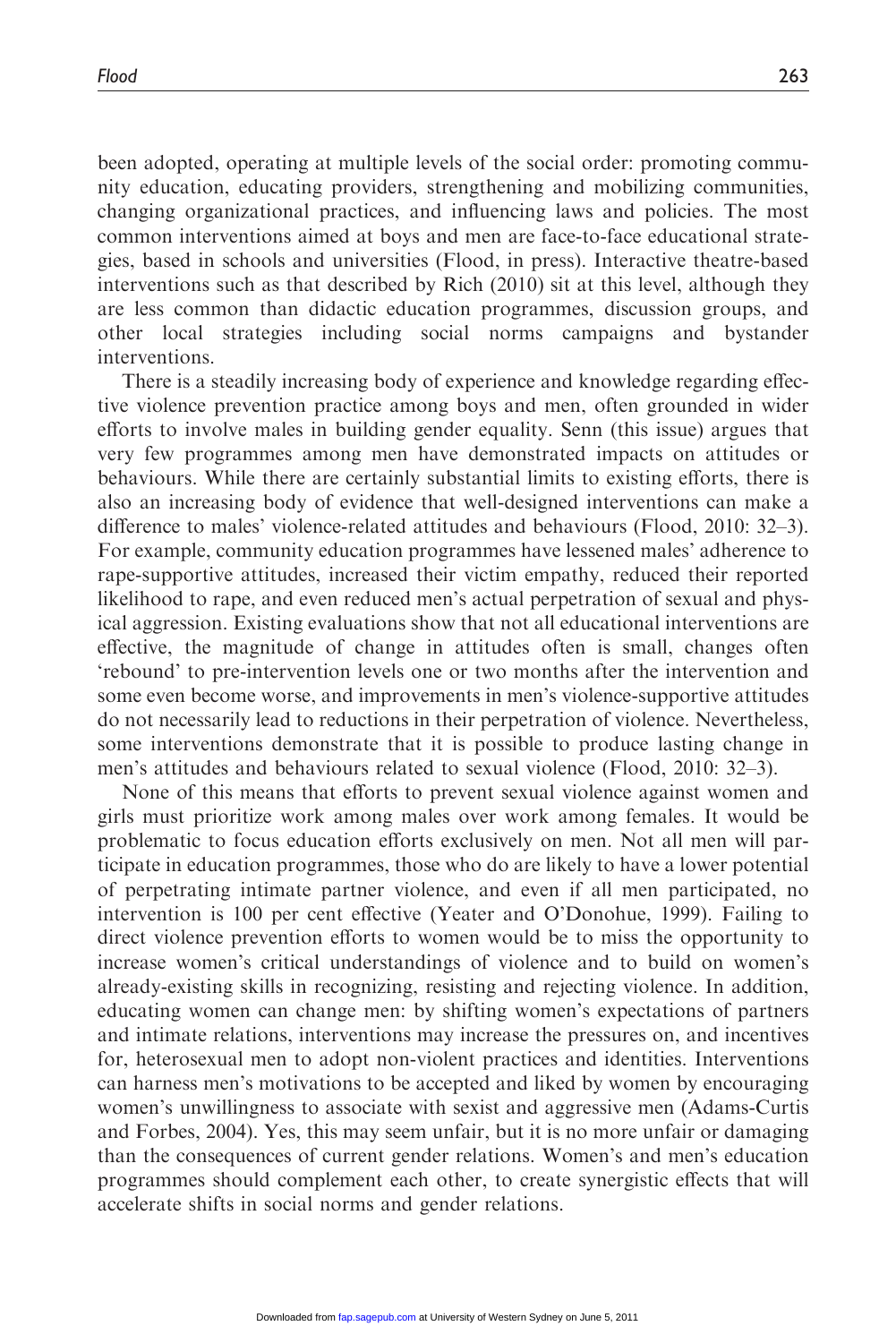been adopted, operating at multiple levels of the social order: promoting community education, educating providers, strengthening and mobilizing communities, changing organizational practices, and influencing laws and policies. The most common interventions aimed at boys and men are face-to-face educational strategies, based in schools and universities (Flood, in press). Interactive theatre-based interventions such as that described by Rich (2010) sit at this level, although they are less common than didactic education programmes, discussion groups, and other local strategies including social norms campaigns and bystander interventions.

There is a steadily increasing body of experience and knowledge regarding effective violence prevention practice among boys and men, often grounded in wider efforts to involve males in building gender equality. Senn (this issue) argues that very few programmes among men have demonstrated impacts on attitudes or behaviours. While there are certainly substantial limits to existing efforts, there is also an increasing body of evidence that well-designed interventions can make a difference to males' violence-related attitudes and behaviours (Flood, 2010: 32–3). For example, community education programmes have lessened males' adherence to rape-supportive attitudes, increased their victim empathy, reduced their reported likelihood to rape, and even reduced men's actual perpetration of sexual and physical aggression. Existing evaluations show that not all educational interventions are effective, the magnitude of change in attitudes often is small, changes often 'rebound' to pre-intervention levels one or two months after the intervention and some even become worse, and improvements in men's violence-supportive attitudes do not necessarily lead to reductions in their perpetration of violence. Nevertheless, some interventions demonstrate that it is possible to produce lasting change in men's attitudes and behaviours related to sexual violence (Flood, 2010: 32–3).

None of this means that efforts to prevent sexual violence against women and girls must prioritize work among males over work among females. It would be problematic to focus education efforts exclusively on men. Not all men will participate in education programmes, those who do are likely to have a lower potential of perpetrating intimate partner violence, and even if all men participated, no intervention is 100 per cent effective (Yeater and O'Donohue, 1999). Failing to direct violence prevention efforts to women would be to miss the opportunity to increase women's critical understandings of violence and to build on women's already-existing skills in recognizing, resisting and rejecting violence. In addition, educating women can change men: by shifting women's expectations of partners and intimate relations, interventions may increase the pressures on, and incentives for, heterosexual men to adopt non-violent practices and identities. Interventions can harness men's motivations to be accepted and liked by women by encouraging women's unwillingness to associate with sexist and aggressive men (Adams-Curtis and Forbes, 2004). Yes, this may seem unfair, but it is no more unfair or damaging than the consequences of current gender relations. Women's and men's education programmes should complement each other, to create synergistic effects that will accelerate shifts in social norms and gender relations.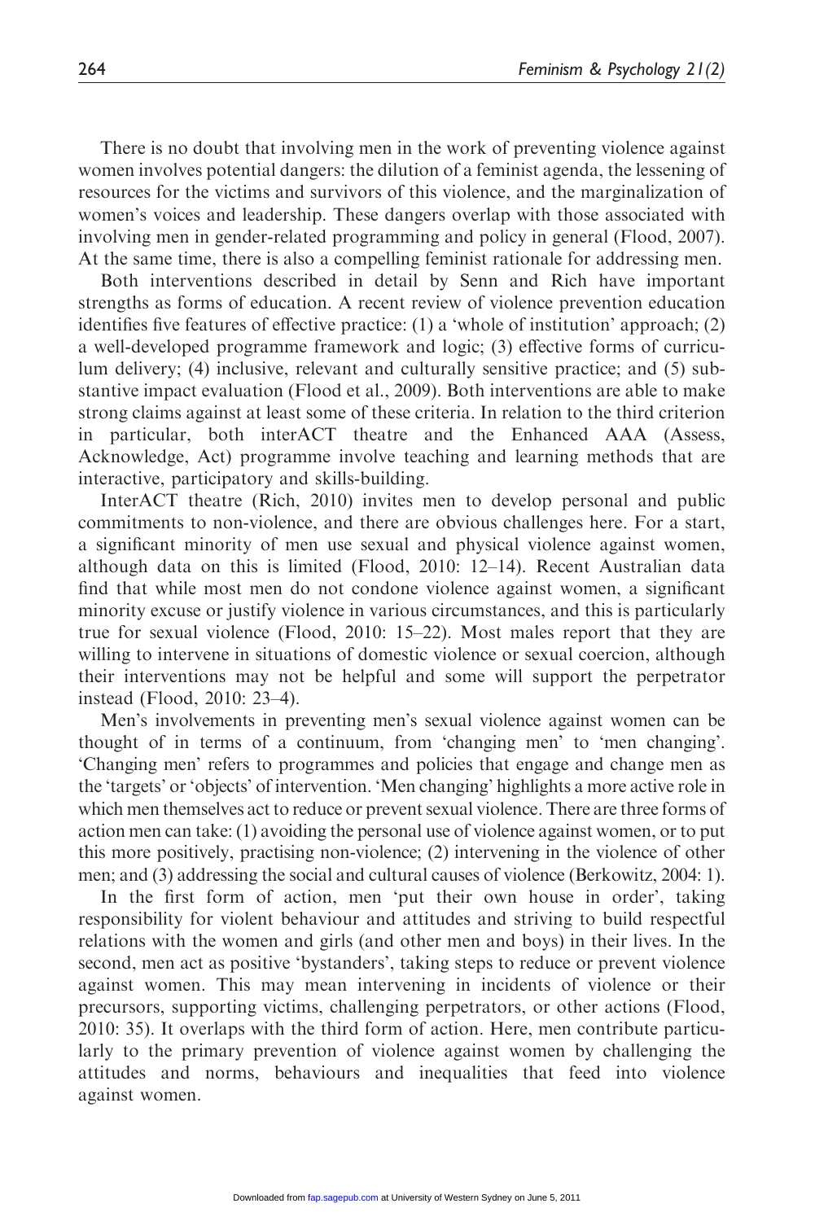There is no doubt that involving men in the work of preventing violence against women involves potential dangers: the dilution of a feminist agenda, the lessening of resources for the victims and survivors of this violence, and the marginalization of women's voices and leadership. These dangers overlap with those associated with involving men in gender-related programming and policy in general (Flood, 2007). At the same time, there is also a compelling feminist rationale for addressing men.

Both interventions described in detail by Senn and Rich have important strengths as forms of education. A recent review of violence prevention education identifies five features of effective practice: (1) a 'whole of institution' approach; (2) a well-developed programme framework and logic; (3) effective forms of curriculum delivery; (4) inclusive, relevant and culturally sensitive practice; and (5) substantive impact evaluation (Flood et al., 2009). Both interventions are able to make strong claims against at least some of these criteria. In relation to the third criterion in particular, both interACT theatre and the Enhanced AAA (Assess, Acknowledge, Act) programme involve teaching and learning methods that are interactive, participatory and skills-building.

InterACT theatre (Rich, 2010) invites men to develop personal and public commitments to non-violence, and there are obvious challenges here. For a start, a significant minority of men use sexual and physical violence against women, although data on this is limited (Flood, 2010: 12–14). Recent Australian data find that while most men do not condone violence against women, a significant minority excuse or justify violence in various circumstances, and this is particularly true for sexual violence (Flood, 2010: 15–22). Most males report that they are willing to intervene in situations of domestic violence or sexual coercion, although their interventions may not be helpful and some will support the perpetrator instead (Flood, 2010: 23–4).

Men's involvements in preventing men's sexual violence against women can be thought of in terms of a continuum, from 'changing men' to 'men changing'. 'Changing men' refers to programmes and policies that engage and change men as the 'targets' or 'objects' of intervention. 'Men changing' highlights a more active role in which men themselves act to reduce or prevent sexual violence. There are three forms of action men can take: (1) avoiding the personal use of violence against women, or to put this more positively, practising non-violence; (2) intervening in the violence of other men; and (3) addressing the social and cultural causes of violence (Berkowitz, 2004: 1).

In the first form of action, men 'put their own house in order', taking responsibility for violent behaviour and attitudes and striving to build respectful relations with the women and girls (and other men and boys) in their lives. In the second, men act as positive 'bystanders', taking steps to reduce or prevent violence against women. This may mean intervening in incidents of violence or their precursors, supporting victims, challenging perpetrators, or other actions (Flood, 2010: 35). It overlaps with the third form of action. Here, men contribute particularly to the primary prevention of violence against women by challenging the attitudes and norms, behaviours and inequalities that feed into violence against women.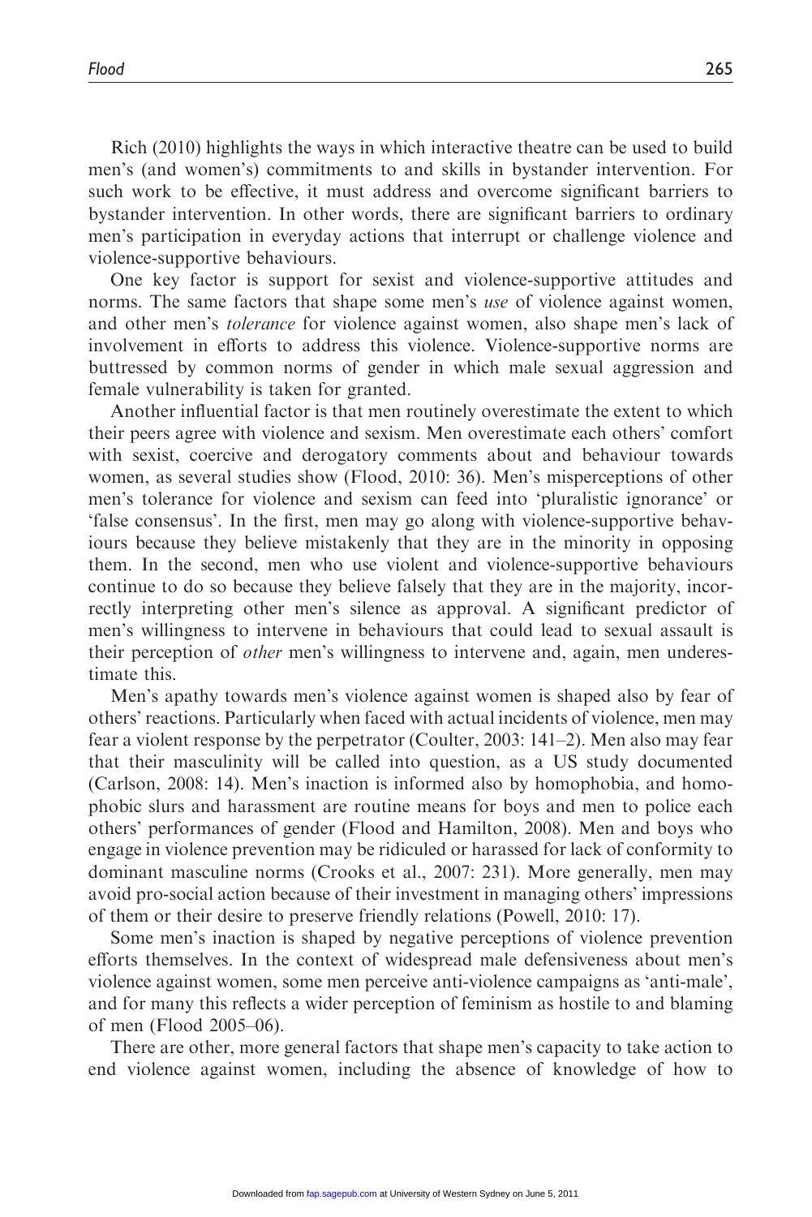Rich (2010) highlights the ways in which interactive theatre can be used to build men's (and women's) commitments to and skills in bystander intervention. For such work to be effective, it must address and overcome significant barriers to bystander intervention. In other words, there are significant barriers to ordinary men's participation in everyday actions that interrupt or challenge violence and violence-supportive behaviours.

One key factor is support for sexist and violence-supportive attitudes and norms. The same factors that shape some men's *use* of violence against women, and other men's *tolerance* for violence against women, also shape men's lack of involvement in efforts to address this violence. Violence-supportive norms are buttressed by common norms of gender in which male sexual aggression and female vulnerability is taken for granted.

Another influential factor is that men routinely overestimate the extent to which their peers agree with violence and sexism. Men overestimate each others' comfort with sexist, coercive and derogatory comments about and behaviour towards women, as several studies show (Flood, 2010: 36). Men's misperceptions of other men's tolerance for violence and sexism can feed into 'pluralistic ignorance' or 'false consensus'. In the first, men may go along with violence-supportive behaviours because they believe mistakenly that they are in the minority in opposing them. In the second, men who use violent and violence-supportive behaviours continue to do so because they believe falsely that they are in the majority, incorrectly interpreting other men's silence as approval. A significant predictor of men's willingness to intervene in behaviours that could lead to sexual assault is their perception of *other* men's willingness to intervene and, again, men underestimate this.

Men's apathy towards men's violence against women is shaped also by fear of others' reactions. Particularly when faced with actual incidents of violence, men may fear a violent response by the perpetrator (Coulter, 2003: 141–2). Men also may fear that their masculinity will be called into question, as a US study documented (Carlson, 2008: 14). Men's inaction is informed also by homophobia, and homophobic slurs and harassment are routine means for boys and men to police each others' performances of gender (Flood and Hamilton, 2008). Men and boys who engage in violence prevention may be ridiculed or harassed for lack of conformity to dominant masculine norms (Crooks et al., 2007: 231). More generally, men may avoid pro-social action because of their investment in managing others' impressions of them or their desire to preserve friendly relations (Powell, 2010: 17).

Some men's inaction is shaped by negative perceptions of violence prevention efforts themselves. In the context of widespread male defensiveness about men's violence against women, some men perceive anti-violence campaigns as 'anti-male', and for many this reflects a wider perception of feminism as hostile to and blaming of men (Flood 2005–06).

There are other, more general factors that shape men's capacity to take action to end violence against women, including the absence of knowledge of how to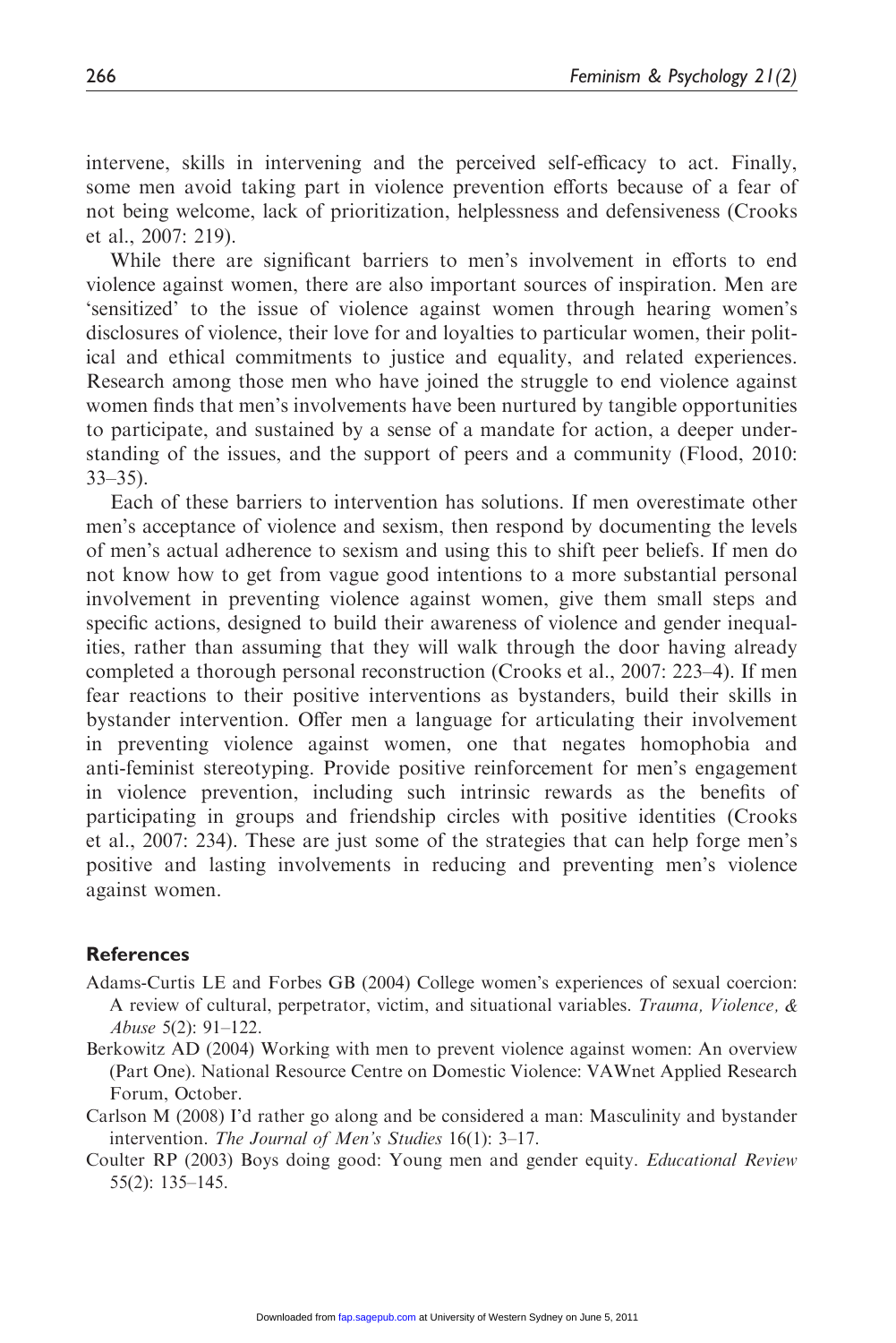intervene, skills in intervening and the perceived self-efficacy to act. Finally, some men avoid taking part in violence prevention efforts because of a fear of not being welcome, lack of prioritization, helplessness and defensiveness (Crooks et al., 2007: 219).

While there are significant barriers to men's involvement in efforts to end violence against women, there are also important sources of inspiration. Men are 'sensitized' to the issue of violence against women through hearing women's disclosures of violence, their love for and loyalties to particular women, their political and ethical commitments to justice and equality, and related experiences. Research among those men who have joined the struggle to end violence against women finds that men's involvements have been nurtured by tangible opportunities to participate, and sustained by a sense of a mandate for action, a deeper understanding of the issues, and the support of peers and a community (Flood, 2010: 33–35).

Each of these barriers to intervention has solutions. If men overestimate other men's acceptance of violence and sexism, then respond by documenting the levels of men's actual adherence to sexism and using this to shift peer beliefs. If men do not know how to get from vague good intentions to a more substantial personal involvement in preventing violence against women, give them small steps and specific actions, designed to build their awareness of violence and gender inequalities, rather than assuming that they will walk through the door having already completed a thorough personal reconstruction (Crooks et al., 2007: 223–4). If men fear reactions to their positive interventions as bystanders, build their skills in bystander intervention. Offer men a language for articulating their involvement in preventing violence against women, one that negates homophobia and anti-feminist stereotyping. Provide positive reinforcement for men's engagement in violence prevention, including such intrinsic rewards as the benefits of participating in groups and friendship circles with positive identities (Crooks et al., 2007: 234). These are just some of the strategies that can help forge men's positive and lasting involvements in reducing and preventing men's violence against women.

## References

Adams-Curtis LE and Forbes GB (2004) College women's experiences of sexual coercion: A review of cultural, perpetrator, victim, and situational variables. *Trauma, Violence, & Abuse* 5(2): 91–122.

Berkowitz AD (2004) Working with men to prevent violence against women: An overview (Part One). National Resource Centre on Domestic Violence: VAWnet Applied Research Forum, October.

Carlson M (2008) I'd rather go along and be considered a man: Masculinity and bystander intervention. *The Journal of Men's Studies* 16(1): 3–17.

Coulter RP (2003) Boys doing good: Young men and gender equity. *Educational Review* 55(2): 135–145.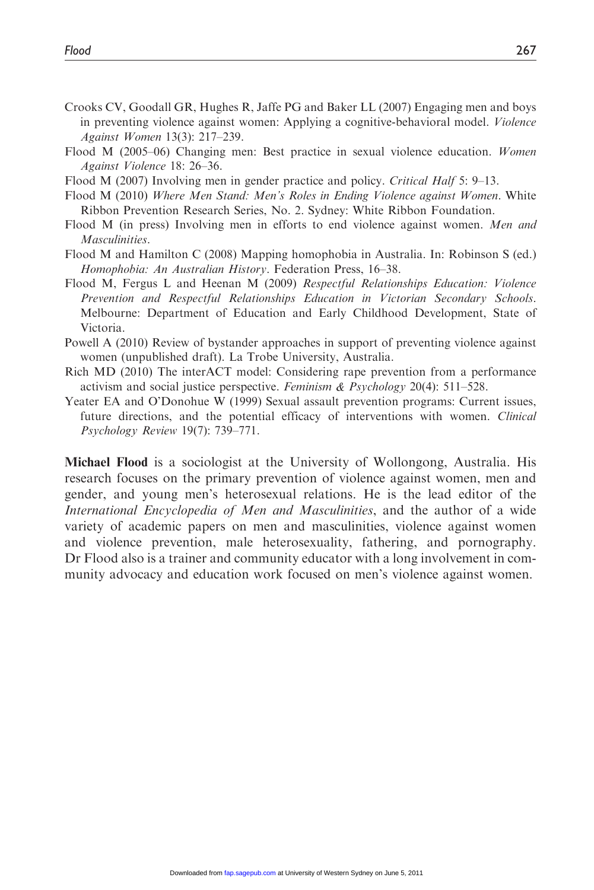Crooks CV, Goodall GR, Hughes R, Jaffe PG and Baker LL (2007) Engaging men and boys in preventing violence against women: Applying a cognitive-behavioral model. *Violence Against Women* 13(3): 217–239.

Flood M (2005–06) Changing men: Best practice in sexual violence education. *Women Against Violence* 18: 26–36.

Flood M (2007) Involving men in gender practice and policy. *Critical Half* 5: 9–13.

Flood M (2010) *Where Men Stand: Men's Roles in Ending Violence against Women*. White Ribbon Prevention Research Series, No. 2. Sydney: White Ribbon Foundation.

Flood M (in press) Involving men in efforts to end violence against women. *Men and Masculinities*.

Flood M and Hamilton C (2008) Mapping homophobia in Australia. In: Robinson S (ed.) *Homophobia: An Australian History*. Federation Press, 16–38.

Flood M, Fergus L and Heenan M (2009) *Respectful Relationships Education: Violence Prevention and Respectful Relationships Education in Victorian Secondary Schools*. Melbourne: Department of Education and Early Childhood Development, State of Victoria.

Powell A (2010) Review of bystander approaches in support of preventing violence against women (unpublished draft). La Trobe University, Australia.

Rich MD (2010) The interACT model: Considering rape prevention from a performance activism and social justice perspective. *Feminism & Psychology* 20(4): 511–528.

Yeater EA and O'Donohue W (1999) Sexual assault prevention programs: Current issues, future directions, and the potential efficacy of interventions with women. *Clinical Psychology Review* 19(7): 739–771.

**Michael Flood** is a sociologist at the University of Wollongong, Australia. His research focuses on the primary prevention of violence against women, men and gender, and young men's heterosexual relations. He is the lead editor of the *International Encyclopedia of Men and Masculinities*, and the author of a wide variety of academic papers on men and masculinities, violence against women and violence prevention, male heterosexuality, fathering, and pornography. Dr Flood also is a trainer and community educator with a long involvement in community advocacy and education work focused on men's violence against women.